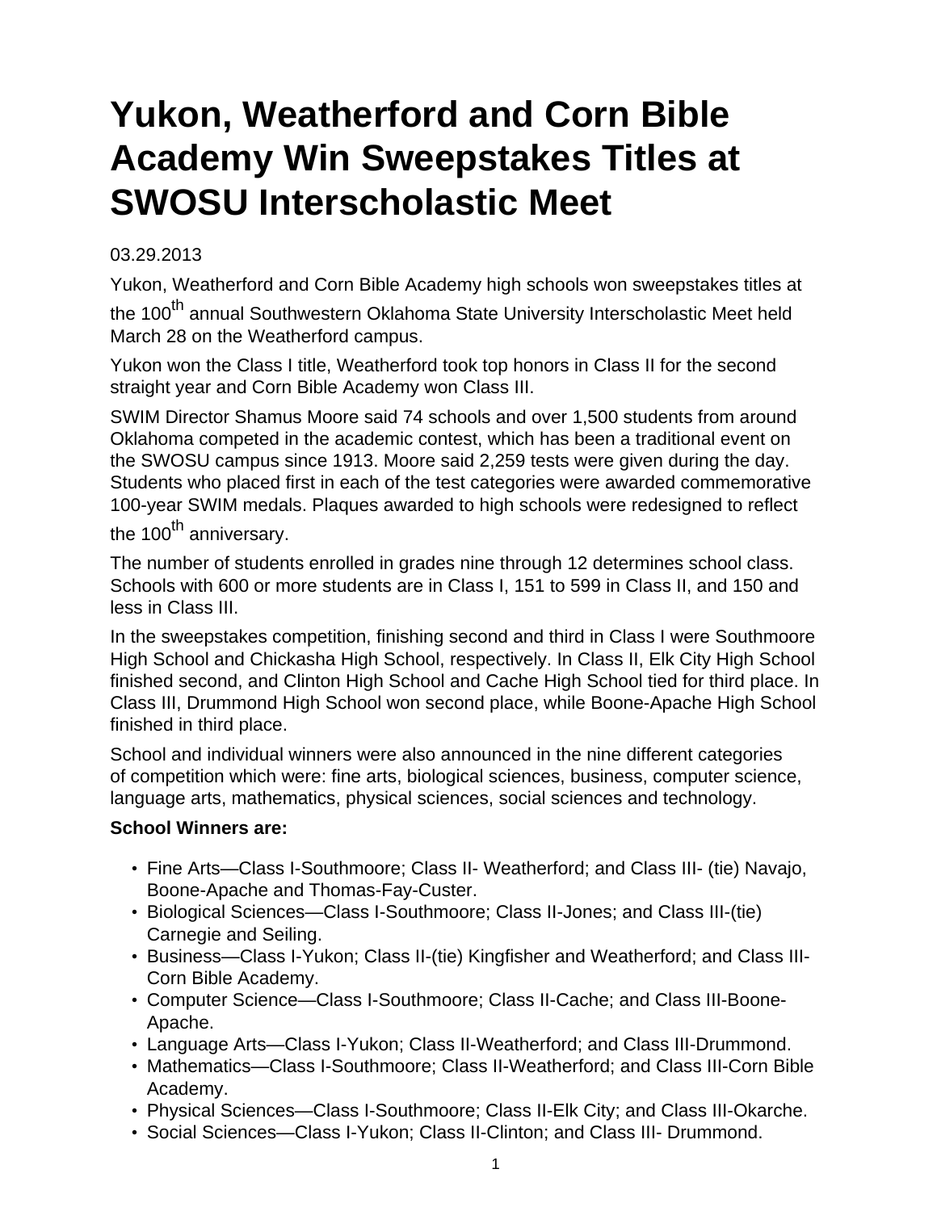# Yukon, Weatherford and Corn Bible Academy Win Sweepstakes Titles at SWOSU Interscholastic Meet

03.29.2013

Yukon, Weatherford and Corn Bible Academy high schools won sweepstakes titles at the 100th annual Southwestern Oklahoma State University Interscholastic Meet held March 28 on the Weatherford campus.

Yukon won the Class I title, Weatherford took top honors in Class II for the second straight year and Corn Bible Academy won Class III.

SWIM Director Shamus Moore said 74 schools and over 1,500 students from around Oklahoma competed in the academic contest, which has been a traditional event on the SWOSU campus since 1913. Moore said 2,259 tests were given during the day. Students who placed first in each of the test categories were awarded commemorative 100-year SWIM medals. Plaques awarded to high schools were redesigned to reflect the 100th anniversary.

The number of students enrolled in grades nine through 12 determines school class. Schools with 600 or more students are in Class I, 151 to 599 in Class II, and 150 and less in Class III.

In the sweepstakes competition, finishing second and third in Class I were Southmoore High School and Chickasha High School, respectively. In Class II, Elk City High School finished second, and Clinton High School and Cache High School tied for third place. In Class III, Drummond High School won second place, while Boone-Apache High School finished in third place.

School and individual winners were also announced in the nine different categories of competition which were: fine arts, biological sciences, business, computer science, language arts, mathematics, physical sciences, social sciences and technology.

**School Winners are:**

- Fine Arts—Class I-Southmoore; Class II- Weatherford; and Class III- (tie) Navajo, Boone-Apache and Thomas-Fay-Custer.
- Biological Sciences—Class I-Southmoore; Class II-Jones; and Class III-(tie) Carnegie and Seiling.
- Business—Class I-Yukon; Class II-(tie) Kingfisher and Weatherford; and Class III-Corn Bible Academy.
- Computer Science—Class I-Southmoore; Class II-Cache; and Class III-Boone-Apache.
- Language Arts—Class I-Yukon; Class II-Weatherford; and Class III-Drummond.
- Mathematics—Class I-Southmoore; Class II-Weatherford; and Class III-Corn Bible Academy.
- Physical Sciences—Class I-Southmoore; Class II-Elk City; and Class III-Okarche.
- Social Sciences—Class I-Yukon; Class II-Clinton; and Class III- Drummond.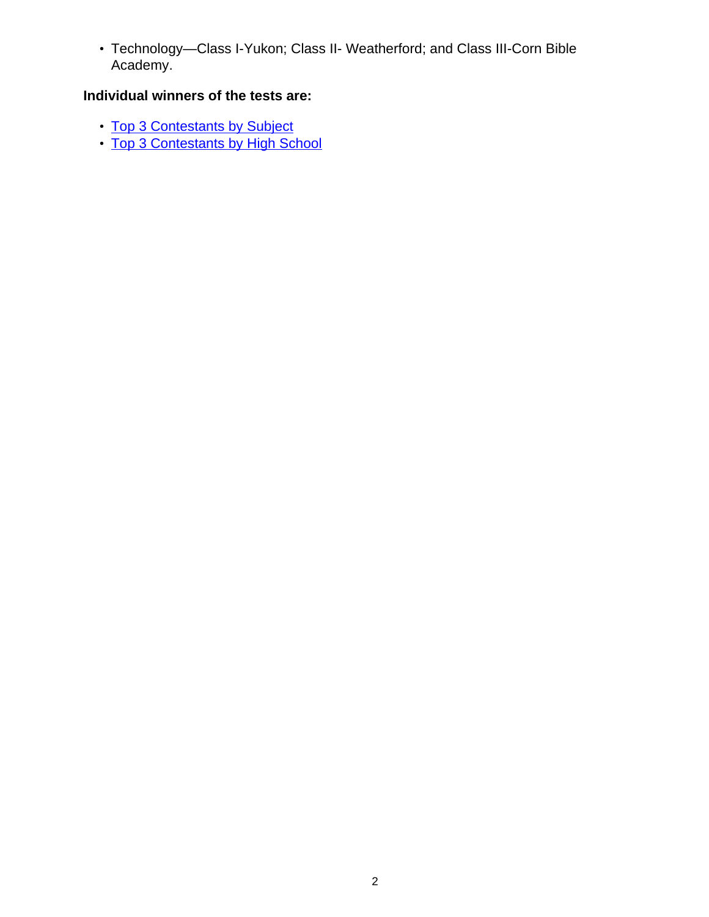- Technology—Class I-Yukon; Class II- Weatherford; and Class III-Corn Bible Academy.

**Individual winners of the tests are:**

- Top 3 Contestants by Subject
- Top 3 Contestants by High School